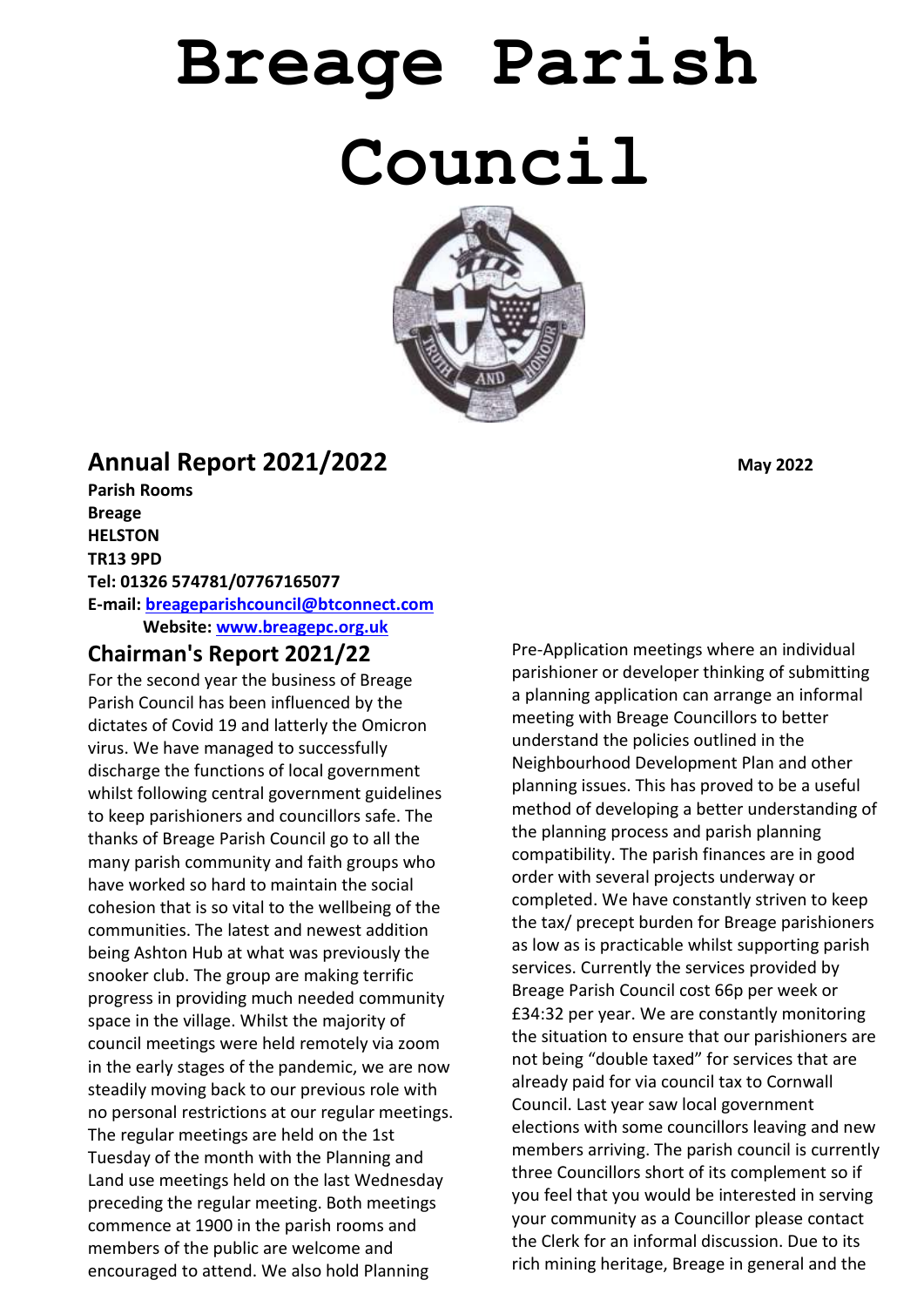# Breage Parish Council

## Annual Report 2021/2022

**May 2022**

**Parish Rooms**
**Breage**
**HELSTON**
**TR13 9PD**
**Tel: 01326 574781/07767165077**
**E-mail: breageparishcouncil@btconnect.com**
**Website: www.breagepc.org.uk**

## Chairman's Report 2021/22

For the second year the business of Breage Parish Council has been influenced by the dictates of Covid 19 and latterly the Omicron virus. We have managed to successfully discharge the functions of local government whilst following central government guidelines to keep parishioners and councillors safe. The thanks of Breage Parish Council go to all the many parish community and faith groups who have worked so hard to maintain the social cohesion that is so vital to the wellbeing of the communities. The latest and newest addition being Ashton Hub at what was previously the snooker club. The group are making terrific progress in providing much needed community space in the village. Whilst the majority of council meetings were held remotely via zoom in the early stages of the pandemic, we are now steadily moving back to our previous role with no personal restrictions at our regular meetings. The regular meetings are held on the 1st Tuesday of the month with the Planning and Land use meetings held on the last Wednesday preceding the regular meeting. Both meetings commence at 1900 in the parish rooms and members of the public are welcome and encouraged to attend. We also hold Planning Pre-Application meetings where an individual parishioner or developer thinking of submitting a planning application can arrange an informal meeting with Breage Councillors to better understand the policies outlined in the Neighbourhood Development Plan and other planning issues. This has proved to be a useful method of developing a better understanding of the planning process and parish planning compatibility. The parish finances are in good order with several projects underway or completed. We have constantly striven to keep the tax/ precept burden for Breage parishioners as low as is practicable whilst supporting parish services. Currently the services provided by Breage Parish Council cost 66p per week or £34:32 per year. We are constantly monitoring the situation to ensure that our parishioners are not being "double taxed" for services that are already paid for via council tax to Cornwall Council. Last year saw local government elections with some councillors leaving and new members arriving. The parish council is currently three Councillors short of its complement so if you feel that you would be interested in serving your community as a Councillor please contact the Clerk for an informal discussion. Due to its rich mining heritage, Breage in general and the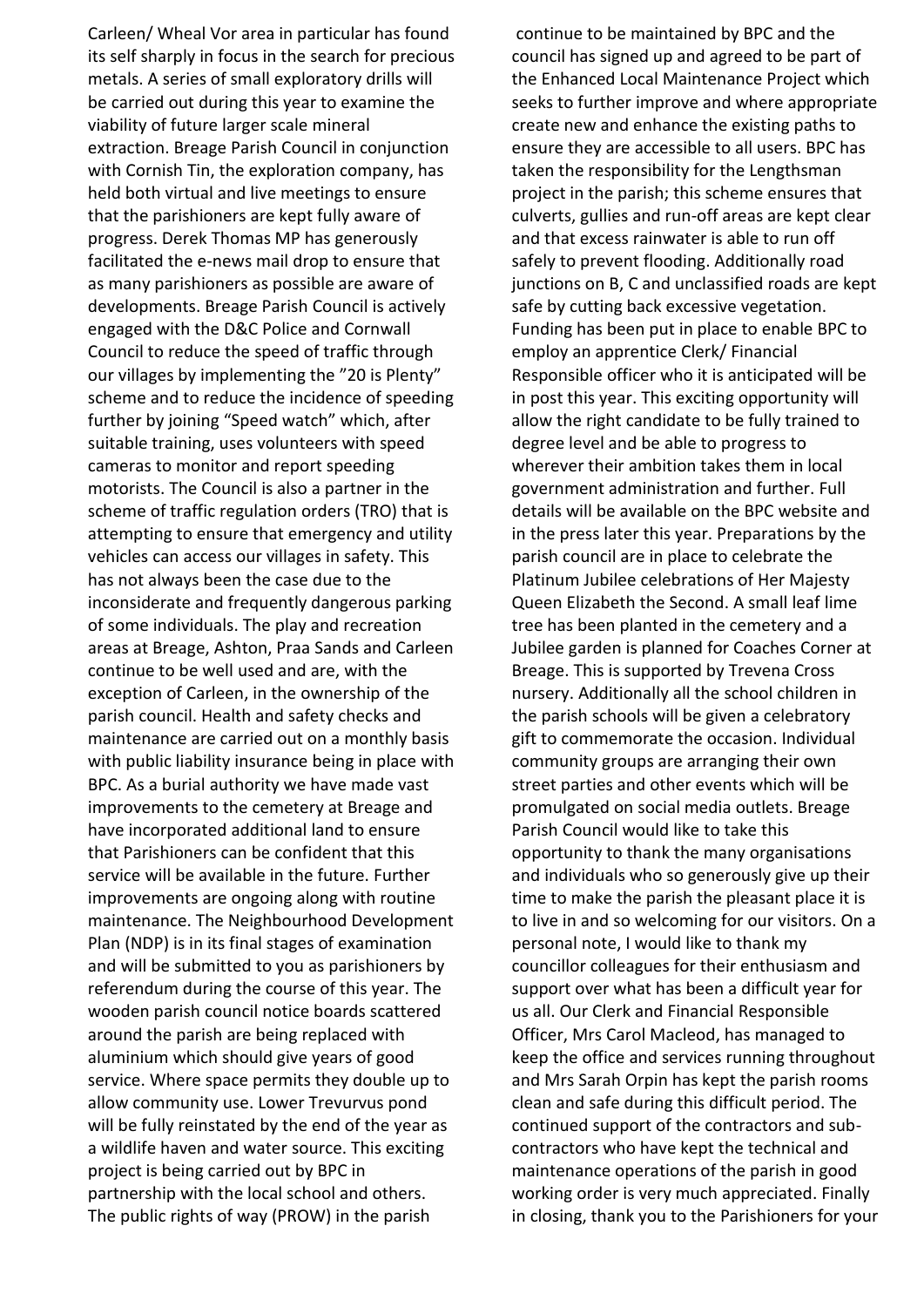Carleen/ Wheal Vor area in particular has found its self sharply in focus in the search for precious metals. A series of small exploratory drills will be carried out during this year to examine the viability of future larger scale mineral extraction. Breage Parish Council in conjunction with Cornish Tin, the exploration company, has held both virtual and live meetings to ensure that the parishioners are kept fully aware of progress. Derek Thomas MP has generously facilitated the e-news mail drop to ensure that as many parishioners as possible are aware of developments. Breage Parish Council is actively engaged with the D&C Police and Cornwall Council to reduce the speed of traffic through our villages by implementing the "20 is Plenty" scheme and to reduce the incidence of speeding further by joining "Speed watch" which, after suitable training, uses volunteers with speed cameras to monitor and report speeding motorists. The Council is also a partner in the scheme of traffic regulation orders (TRO) that is attempting to ensure that emergency and utility vehicles can access our villages in safety. This has not always been the case due to the inconsiderate and frequently dangerous parking of some individuals. The play and recreation areas at Breage, Ashton, Praa Sands and Carleen continue to be well used and are, with the exception of Carleen, in the ownership of the parish council. Health and safety checks and maintenance are carried out on a monthly basis with public liability insurance being in place with BPC. As a burial authority we have made vast improvements to the cemetery at Breage and have incorporated additional land to ensure that Parishioners can be confident that this service will be available in the future. Further improvements are ongoing along with routine maintenance. The Neighbourhood Development Plan (NDP) is in its final stages of examination and will be submitted to you as parishioners by referendum during the course of this year. The wooden parish council notice boards scattered around the parish are being replaced with aluminium which should give years of good service. Where space permits they double up to allow community use. Lower Trevurvus pond will be fully reinstated by the end of the year as a wildlife haven and water source. This exciting project is being carried out by BPC in partnership with the local school and others. The public rights of way (PROW) in the parish continue to be maintained by BPC and the council has signed up and agreed to be part of the Enhanced Local Maintenance Project which seeks to further improve and where appropriate create new and enhance the existing paths to ensure they are accessible to all users. BPC has taken the responsibility for the Lengthsman project in the parish; this scheme ensures that culverts, gullies and run-off areas are kept clear and that excess rainwater is able to run off safely to prevent flooding. Additionally road junctions on B, C and unclassified roads are kept safe by cutting back excessive vegetation. Funding has been put in place to enable BPC to employ an apprentice Clerk/ Financial Responsible officer who it is anticipated will be in post this year. This exciting opportunity will allow the right candidate to be fully trained to degree level and be able to progress to wherever their ambition takes them in local government administration and further. Full details will be available on the BPC website and in the press later this year. Preparations by the parish council are in place to celebrate the Platinum Jubilee celebrations of Her Majesty Queen Elizabeth the Second. A small leaf lime tree has been planted in the cemetery and a Jubilee garden is planned for Coaches Corner at Breage. This is supported by Trevena Cross nursery. Additionally all the school children in the parish schools will be given a celebratory gift to commemorate the occasion. Individual community groups are arranging their own street parties and other events which will be promulgated on social media outlets. Breage Parish Council would like to take this opportunity to thank the many organisations and individuals who so generously give up their time to make the parish the pleasant place it is to live in and so welcoming for our visitors. On a personal note, I would like to thank my councillor colleagues for their enthusiasm and support over what has been a difficult year for us all. Our Clerk and Financial Responsible Officer, Mrs Carol Macleod, has managed to keep the office and services running throughout and Mrs Sarah Orpin has kept the parish rooms clean and safe during this difficult period. The continued support of the contractors and sub-contractors who have kept the technical and maintenance operations of the parish in good working order is very much appreciated. Finally in closing, thank you to the Parishioners for your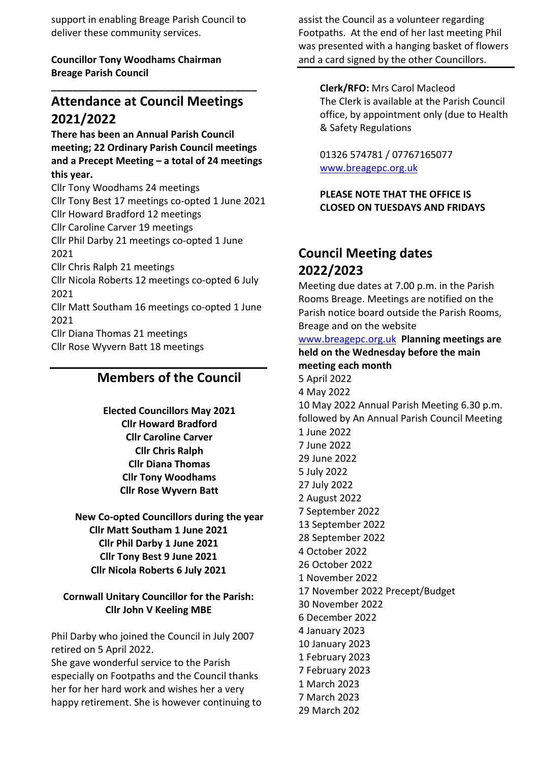support in enabling Breage Parish Council to deliver these community services.

**Councillor Tony Woodhams Chairman**
**Breage Parish Council**

---

## Attendance at Council Meetings 2021/2022

**There has been an Annual Parish Council meeting; 22 Ordinary Parish Council meetings and a Precept Meeting – a total of 24 meetings this year.**

Cllr Tony Woodhams 24 meetings
Cllr Tony Best 17 meetings co-opted 1 June 2021
Cllr Howard Bradford 12 meetings
Cllr Caroline Carver 19 meetings
Cllr Phil Darby 21 meetings co-opted 1 June 2021
Cllr Chris Ralph 21 meetings
Cllr Nicola Roberts 12 meetings co-opted 6 July 2021
Cllr Matt Southam 16 meetings co-opted 1 June 2021
Cllr Diana Thomas 21 meetings
Cllr Rose Wyvern Batt 18 meetings

---

## Members of the Council

**Elected Councillors May 2021**
**Cllr Howard Bradford**
**Cllr Caroline Carver**
**Cllr Chris Ralph**
**Cllr Diana Thomas**
**Cllr Tony Woodhams**
**Cllr Rose Wyvern Batt**

**New Co-opted Councillors during the year**
**Cllr Matt Southam 1 June 2021**
**Cllr Phil Darby 1 June 2021**
**Cllr Tony Best 9 June 2021**
**Cllr Nicola Roberts 6 July 2021**

**Cornwall Unitary Councillor for the Parish:**
**Cllr John V Keeling MBE**

Phil Darby who joined the Council in July 2007 retired on 5 April 2022.
She gave wonderful service to the Parish especially on Footpaths and the Council thanks her for her hard work and wishes her a very happy retirement. She is however continuing to assist the Council as a volunteer regarding Footpaths. At the end of her last meeting Phil was presented with a hanging basket of flowers and a card signed by the other Councillors.

---

**Clerk/RFO:** Mrs Carol Macleod
The Clerk is available at the Parish Council office, by appointment only (due to Health & Safety Regulations

01326 574781 / 07767165077
www.breagepc.org.uk

**PLEASE NOTE THAT THE OFFICE IS CLOSED ON TUESDAYS AND FRIDAYS**

## Council Meeting dates 2022/2023

Meeting due dates at 7.00 p.m. in the Parish Rooms Breage. Meetings are notified on the Parish notice board outside the Parish Rooms, Breage and on the website www.breagepc.org.uk **Planning meetings are held on the Wednesday before the main meeting each month**

5 April 2022
4 May 2022
10 May 2022 Annual Parish Meeting 6.30 p.m. followed by An Annual Parish Council Meeting
1 June 2022
7 June 2022
29 June 2022
5 July 2022
27 July 2022
2 August 2022
7 September 2022
13 September 2022
28 September 2022
4 October 2022
26 October 2022
1 November 2022
17 November 2022 Precept/Budget
30 November 2022
6 December 2022
4 January 2023
10 January 2023
1 February 2023
7 February 2023
1 March 2023
7 March 2023
29 March 202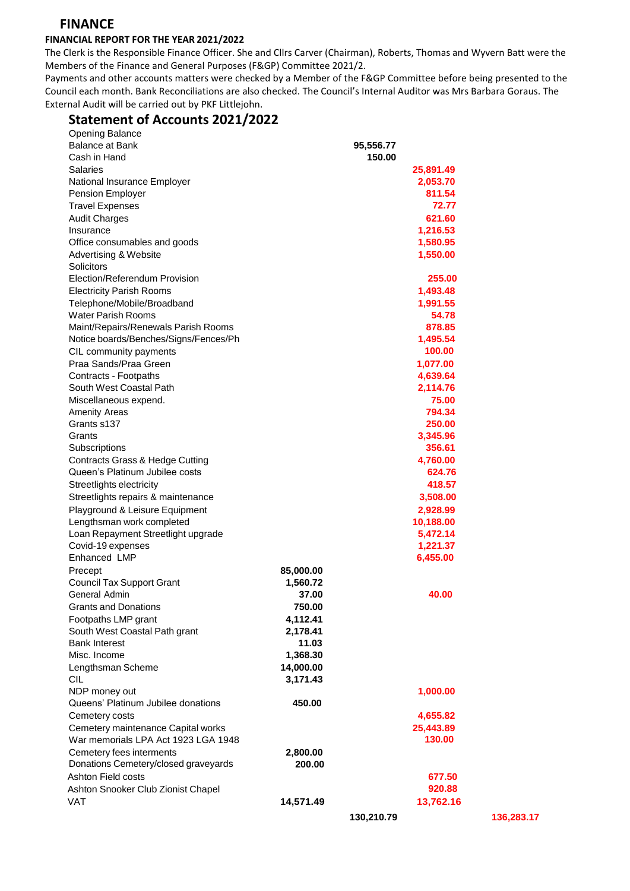# FINANCE

**FINANCIAL REPORT FOR THE YEAR 2021/2022**

The Clerk is the Responsible Finance Officer. She and Cllrs Carver (Chairman), Roberts, Thomas and Wyvern Batt were the Members of the Finance and General Purposes (F&GP) Committee 2021/2.

Payments and other accounts matters were checked by a Member of the F&GP Committee before being presented to the Council each month. Bank Reconciliations are also checked. The Council's Internal Auditor was Mrs Barbara Goraus. The External Audit will be carried out by PKF Littlejohn.

## Statement of Accounts 2021/2022

| | | | | |
|---|---|---|---|---|
| Opening Balance | | | | |
| Balance at Bank | | 95,556.77 | | |
| Cash in Hand | | 150.00 | | |
| Salaries | | | 25,891.49 | |
| National Insurance Employer | | | 2,053.70 | |
| Pension Employer | | | 811.54 | |
| Travel Expenses | | | 72.77 | |
| Audit Charges | | | 621.60 | |
| Insurance | | | 1,216.53 | |
| Office consumables and goods | | | 1,580.95 | |
| Advertising & Website | | | 1,550.00 | |
| Solicitors | | | | |
| Election/Referendum Provision | | | 255.00 | |
| Electricity Parish Rooms | | | 1,493.48 | |
| Telephone/Mobile/Broadband | | | 1,991.55 | |
| Water Parish Rooms | | | 54.78 | |
| Maint/Repairs/Renewals Parish Rooms | | | 878.85 | |
| Notice boards/Benches/Signs/Fences/Ph | | | 1,495.54 | |
| CIL community payments | | | 100.00 | |
| Praa Sands/Praa Green | | | 1,077.00 | |
| Contracts - Footpaths | | | 4,639.64 | |
| South West Coastal Path | | | 2,114.76 | |
| Miscellaneous expend. | | | 75.00 | |
| Amenity Areas | | | 794.34 | |
| Grants s137 | | | 250.00 | |
| Grants | | | 3,345.96 | |
| Subscriptions | | | 356.61 | |
| Contracts Grass & Hedge Cutting | | | 4,760.00 | |
| Queen's Platinum Jubilee costs | | | 624.76 | |
| Streetlights electricity | | | 418.57 | |
| Streetlights repairs & maintenance | | | 3,508.00 | |
| Playground & Leisure Equipment | | | 2,928.99 | |
| Lengthsman work completed | | | 10,188.00 | |
| Loan Repayment Streetlight upgrade | | | 5,472.14 | |
| Covid-19 expenses | | | 1,221.37 | |
| Enhanced LMP | | | 6,455.00 | |
| Precept | 85,000.00 | | | |
| Council Tax Support Grant | 1,560.72 | | | |
| General Admin | 37.00 | | 40.00 | |
| Grants and Donations | 750.00 | | | |
| Footpaths LMP grant | 4,112.41 | | | |
| South West Coastal Path grant | 2,178.41 | | | |
| Bank Interest | 11.03 | | | |
| Misc. Income | 1,368.30 | | | |
| Lengthsman Scheme | 14,000.00 | | | |
| CIL | 3,171.43 | | | |
| NDP money out | | | 1,000.00 | |
| Queens' Platinum Jubilee donations | 450.00 | | | |
| Cemetery costs | | | 4,655.82 | |
| Cemetery maintenance Capital works | | | 25,443.89 | |
| War memorials LPA Act 1923 LGA 1948 | | | 130.00 | |
| Cemetery fees interments | 2,800.00 | | | |
| Donations Cemetery/closed graveyards | 200.00 | | | |
| Ashton Field costs | | | 677.50 | |
| Ashton Snooker Club Zionist Chapel | | | 920.88 | |
| VAT | 14,571.49 | | 13,762.16 | |
| | | 130,210.79 | | 136,283.17 |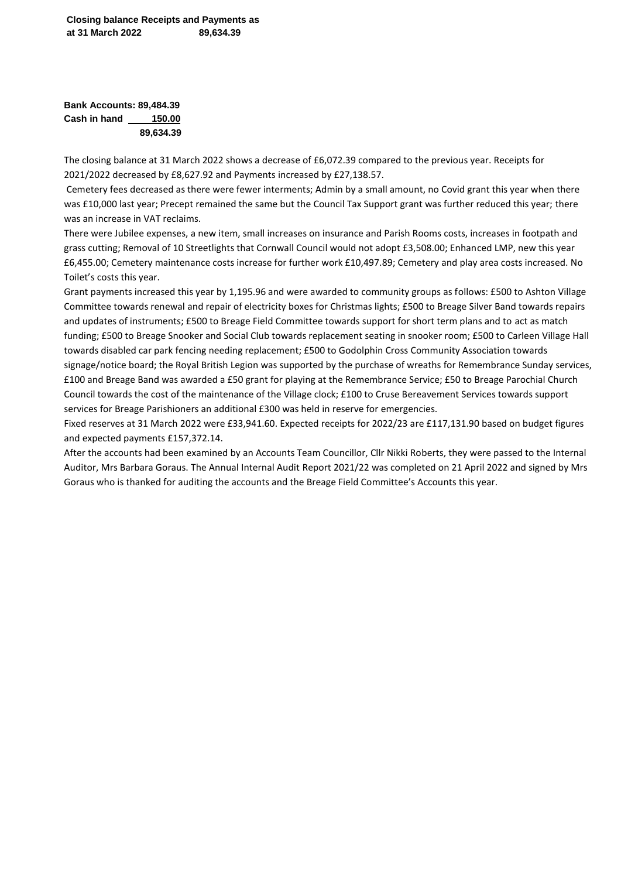**Closing balance Receipts and Payments as at 31 March 2022 89,634.39**

| | |
|---|---|
| **Bank Accounts:** | **89,484.39** |
| **Cash in hand** | **150.00** |
| | **89,634.39** |

The closing balance at 31 March 2022 shows a decrease of £6,072.39 compared to the previous year. Receipts for 2021/2022 decreased by £8,627.92 and Payments increased by £27,138.57.

Cemetery fees decreased as there were fewer interments; Admin by a small amount, no Covid grant this year when there was £10,000 last year; Precept remained the same but the Council Tax Support grant was further reduced this year; there was an increase in VAT reclaims.

There were Jubilee expenses, a new item, small increases on insurance and Parish Rooms costs, increases in footpath and grass cutting; Removal of 10 Streetlights that Cornwall Council would not adopt £3,508.00; Enhanced LMP, new this year £6,455.00; Cemetery maintenance costs increase for further work £10,497.89; Cemetery and play area costs increased. No Toilet's costs this year.

Grant payments increased this year by 1,195.96 and were awarded to community groups as follows: £500 to Ashton Village Committee towards renewal and repair of electricity boxes for Christmas lights; £500 to Breage Silver Band towards repairs and updates of instruments; £500 to Breage Field Committee towards support for short term plans and to act as match funding; £500 to Breage Snooker and Social Club towards replacement seating in snooker room; £500 to Carleen Village Hall towards disabled car park fencing needing replacement; £500 to Godolphin Cross Community Association towards signage/notice board; the Royal British Legion was supported by the purchase of wreaths for Remembrance Sunday services, £100 and Breage Band was awarded a £50 grant for playing at the Remembrance Service; £50 to Breage Parochial Church Council towards the cost of the maintenance of the Village clock; £100 to Cruse Bereavement Services towards support services for Breage Parishioners an additional £300 was held in reserve for emergencies.

Fixed reserves at 31 March 2022 were £33,941.60. Expected receipts for 2022/23 are £117,131.90 based on budget figures and expected payments £157,372.14.

After the accounts had been examined by an Accounts Team Councillor, Cllr Nikki Roberts, they were passed to the Internal Auditor, Mrs Barbara Goraus. The Annual Internal Audit Report 2021/22 was completed on 21 April 2022 and signed by Mrs Goraus who is thanked for auditing the accounts and the Breage Field Committee's Accounts this year.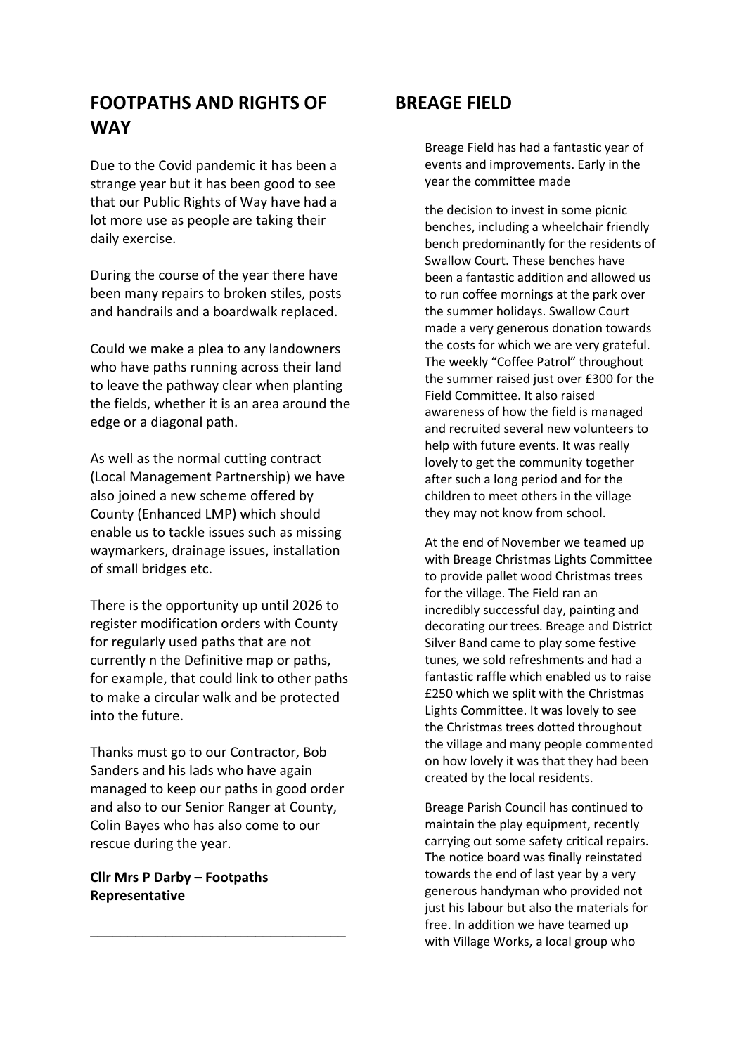## FOOTPATHS AND RIGHTS OF WAY

Due to the Covid pandemic it has been a strange year but it has been good to see that our Public Rights of Way have had a lot more use as people are taking their daily exercise.

During the course of the year there have been many repairs to broken stiles, posts and handrails and a boardwalk replaced.

Could we make a plea to any landowners who have paths running across their land to leave the pathway clear when planting the fields, whether it is an area around the edge or a diagonal path.

As well as the normal cutting contract (Local Management Partnership) we have also joined a new scheme offered by County (Enhanced LMP) which should enable us to tackle issues such as missing waymarkers, drainage issues, installation of small bridges etc.

There is the opportunity up until 2026 to register modification orders with County for regularly used paths that are not currently n the Definitive map or paths, for example, that could link to other paths to make a circular walk and be protected into the future.

Thanks must go to our Contractor, Bob Sanders and his lads who have again managed to keep our paths in good order and also to our Senior Ranger at County, Colin Bayes who has also come to our rescue during the year.

**Cllr Mrs P Darby – Footpaths Representative**

---

## BREAGE FIELD

Breage Field has had a fantastic year of events and improvements. Early in the year the committee made

the decision to invest in some picnic benches, including a wheelchair friendly bench predominantly for the residents of Swallow Court. These benches have been a fantastic addition and allowed us to run coffee mornings at the park over the summer holidays. Swallow Court made a very generous donation towards the costs for which we are very grateful. The weekly "Coffee Patrol" throughout the summer raised just over £300 for the Field Committee. It also raised awareness of how the field is managed and recruited several new volunteers to help with future events. It was really lovely to get the community together after such a long period and for the children to meet others in the village they may not know from school.

At the end of November we teamed up with Breage Christmas Lights Committee to provide pallet wood Christmas trees for the village. The Field ran an incredibly successful day, painting and decorating our trees. Breage and District Silver Band came to play some festive tunes, we sold refreshments and had a fantastic raffle which enabled us to raise £250 which we split with the Christmas Lights Committee. It was lovely to see the Christmas trees dotted throughout the village and many people commented on how lovely it was that they had been created by the local residents.

Breage Parish Council has continued to maintain the play equipment, recently carrying out some safety critical repairs. The notice board was finally reinstated towards the end of last year by a very generous handyman who provided not just his labour but also the materials for free. In addition we have teamed up with Village Works, a local group who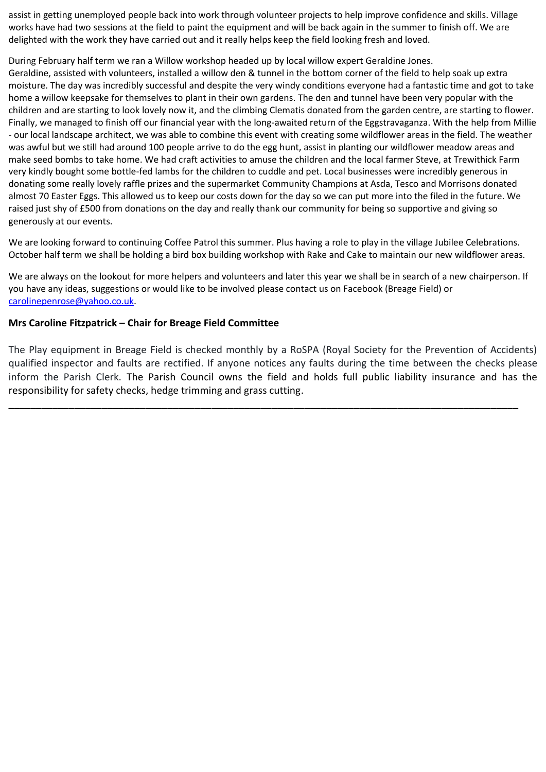assist in getting unemployed people back into work through volunteer projects to help improve confidence and skills. Village works have had two sessions at the field to paint the equipment and will be back again in the summer to finish off. We are delighted with the work they have carried out and it really helps keep the field looking fresh and loved.

During February half term we ran a Willow workshop headed up by local willow expert Geraldine Jones.
Geraldine, assisted with volunteers, installed a willow den & tunnel in the bottom corner of the field to help soak up extra moisture. The day was incredibly successful and despite the very windy conditions everyone had a fantastic time and got to take home a willow keepsake for themselves to plant in their own gardens. The den and tunnel have been very popular with the children and are starting to look lovely now it, and the climbing Clematis donated from the garden centre, are starting to flower.
Finally, we managed to finish off our financial year with the long-awaited return of the Eggstravaganza. With the help from Millie - our local landscape architect, we was able to combine this event with creating some wildflower areas in the field. The weather was awful but we still had around 100 people arrive to do the egg hunt, assist in planting our wildflower meadow areas and make seed bombs to take home. We had craft activities to amuse the children and the local farmer Steve, at Trewithick Farm very kindly bought some bottle-fed lambs for the children to cuddle and pet. Local businesses were incredibly generous in donating some really lovely raffle prizes and the supermarket Community Champions at Asda, Tesco and Morrisons donated almost 70 Easter Eggs. This allowed us to keep our costs down for the day so we can put more into the filed in the future. We raised just shy of £500 from donations on the day and really thank our community for being so supportive and giving so generously at our events.

We are looking forward to continuing Coffee Patrol this summer. Plus having a role to play in the village Jubilee Celebrations. October half term we shall be holding a bird box building workshop with Rake and Cake to maintain our new wildflower areas.

We are always on the lookout for more helpers and volunteers and later this year we shall be in search of a new chairperson. If you have any ideas, suggestions or would like to be involved please contact us on Facebook (Breage Field) or carolinepenrose@yahoo.co.uk.

**Mrs Caroline Fitzpatrick – Chair for Breage Field Committee**

The Play equipment in Breage Field is checked monthly by a RoSPA (Royal Society for the Prevention of Accidents) qualified inspector and faults are rectified. If anyone notices any faults during the time between the checks please inform the Parish Clerk. The Parish Council owns the field and holds full public liability insurance and has the responsibility for safety checks, hedge trimming and grass cutting.

---